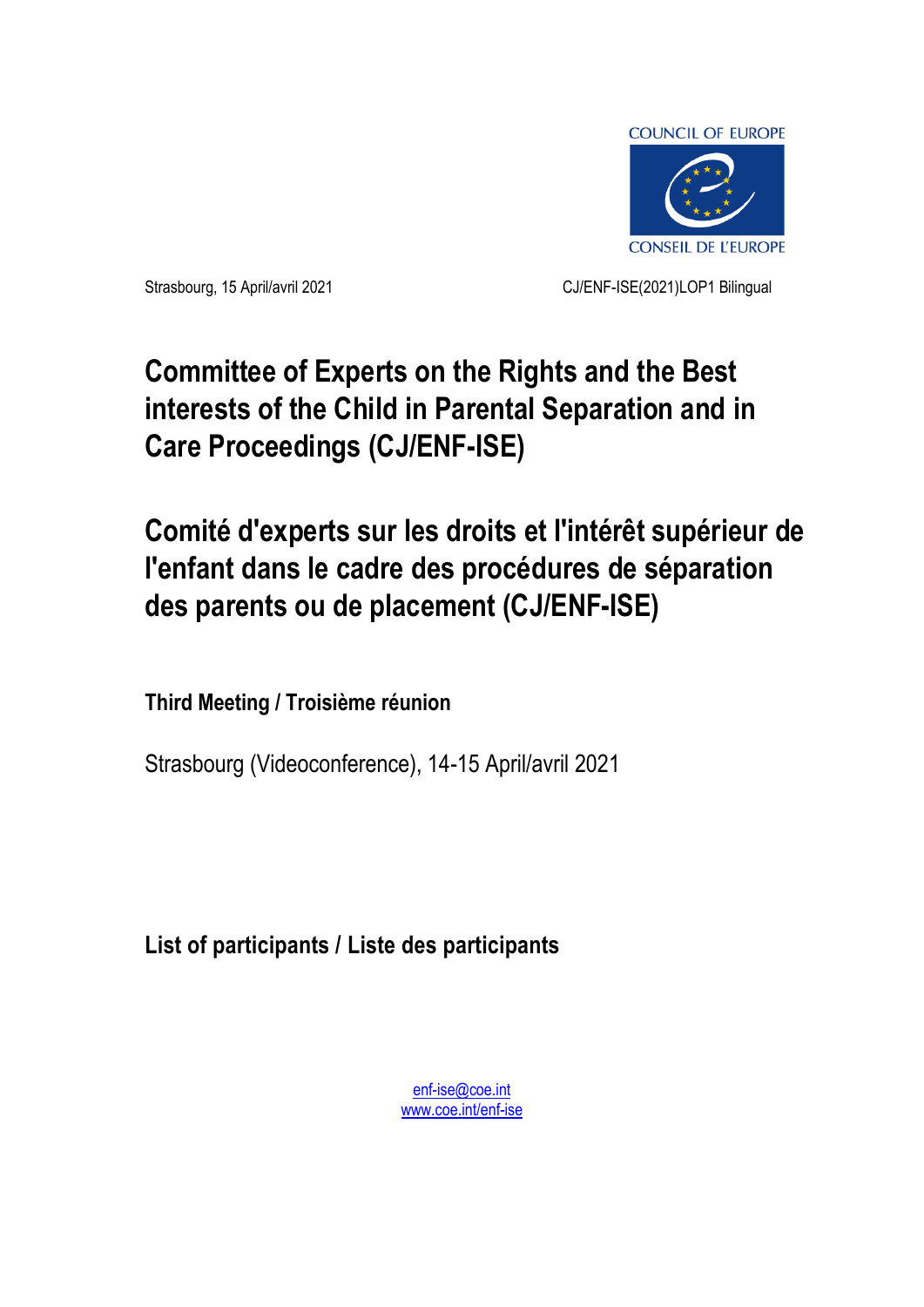COUNCIL OF EUROPE

CONSEIL DE L'EUROPE

Strasbourg, 15 April/avril 2021

CJ/ENF-ISE(2021)LOP1 Bilingual

# Committee of Experts on the Rights and the Best interests of the Child in Parental Separation and in Care Proceedings (CJ/ENF-ISE)

# Comité d'experts sur les droits et l'intérêt supérieur de l'enfant dans le cadre des procédures de séparation des parents ou de placement (CJ/ENF-ISE)

## Third Meeting / Troisième réunion

Strasbourg (Videoconference), 14-15 April/avril 2021

## List of participants / Liste des participants

enf-ise@coe.int
www.coe.int/enf-ise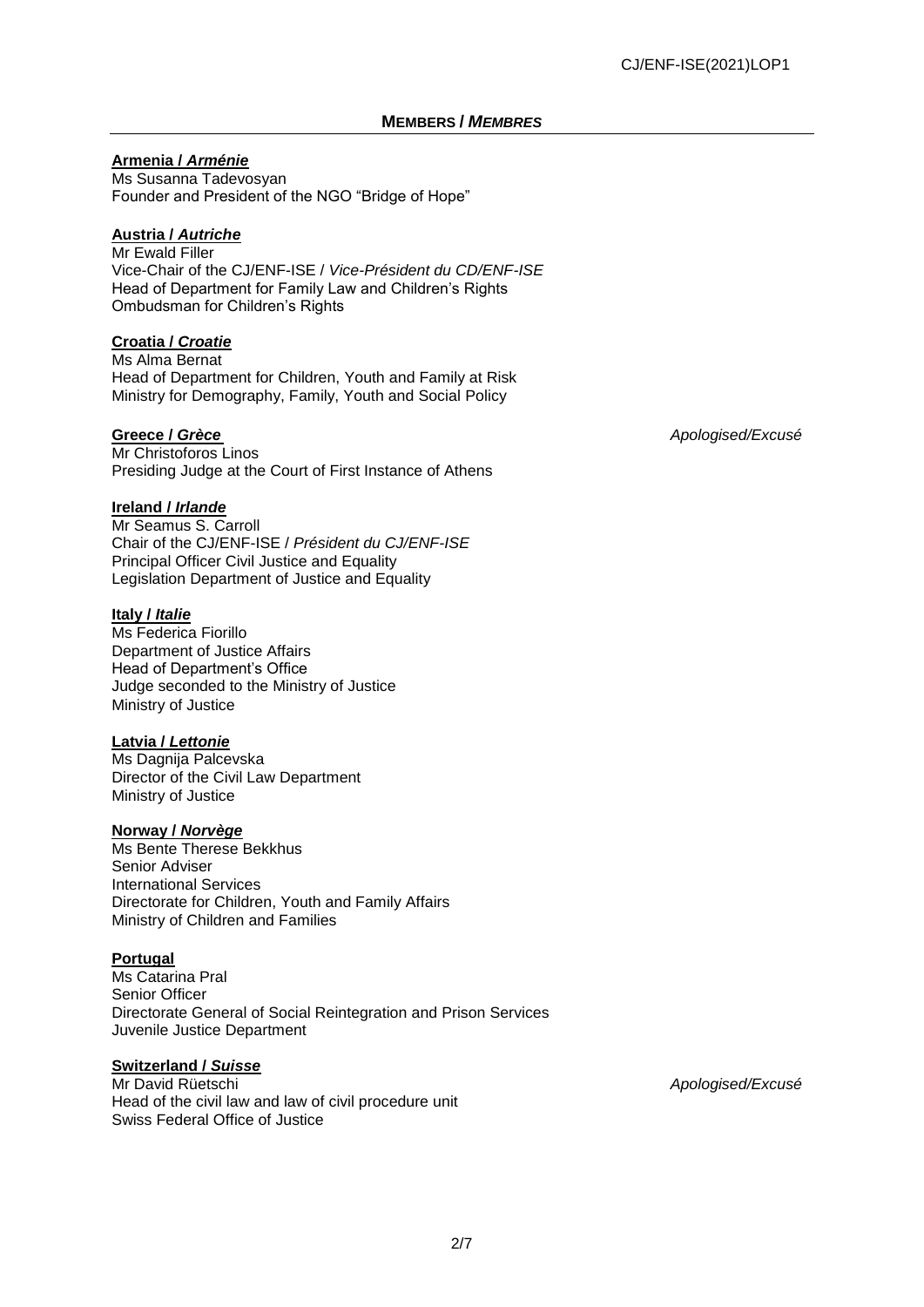## MEMBERS / *MEMBRES*

**Armenia / *Arménie***
Ms Susanna Tadevosyan
Founder and President of the NGO "Bridge of Hope"

**Austria / *Autriche***
Mr Ewald Filler
Vice-Chair of the CJ/ENF-ISE / *Vice-Président du CD/ENF-ISE*
Head of Department for Family Law and Children's Rights
Ombudsman for Children's Rights

**Croatia / *Croatie***
Ms Alma Bernat
Head of Department for Children, Youth and Family at Risk
Ministry for Demography, Family, Youth and Social Policy

**Greece / *Grèce*** *Apologised/Excusé*
Mr Christoforos Linos
Presiding Judge at the Court of First Instance of Athens

**Ireland / *Irlande***
Mr Seamus S. Carroll
Chair of the CJ/ENF-ISE / *Président du CJ/ENF-ISE*
Principal Officer Civil Justice and Equality
Legislation Department of Justice and Equality

**Italy / *Italie***
Ms Federica Fiorillo
Department of Justice Affairs
Head of Department's Office
Judge seconded to the Ministry of Justice
Ministry of Justice

**Latvia / *Lettonie***
Ms Dagnija Palcevska
Director of the Civil Law Department
Ministry of Justice

**Norway / *Norvège***
Ms Bente Therese Bekkhus
Senior Adviser
International Services
Directorate for Children, Youth and Family Affairs
Ministry of Children and Families

**Portugal**
Ms Catarina Pral
Senior Officer
Directorate General of Social Reintegration and Prison Services
Juvenile Justice Department

**Switzerland / *Suisse***
Mr David Rüetschi *Apologised/Excusé*
Head of the civil law and law of civil procedure unit
Swiss Federal Office of Justice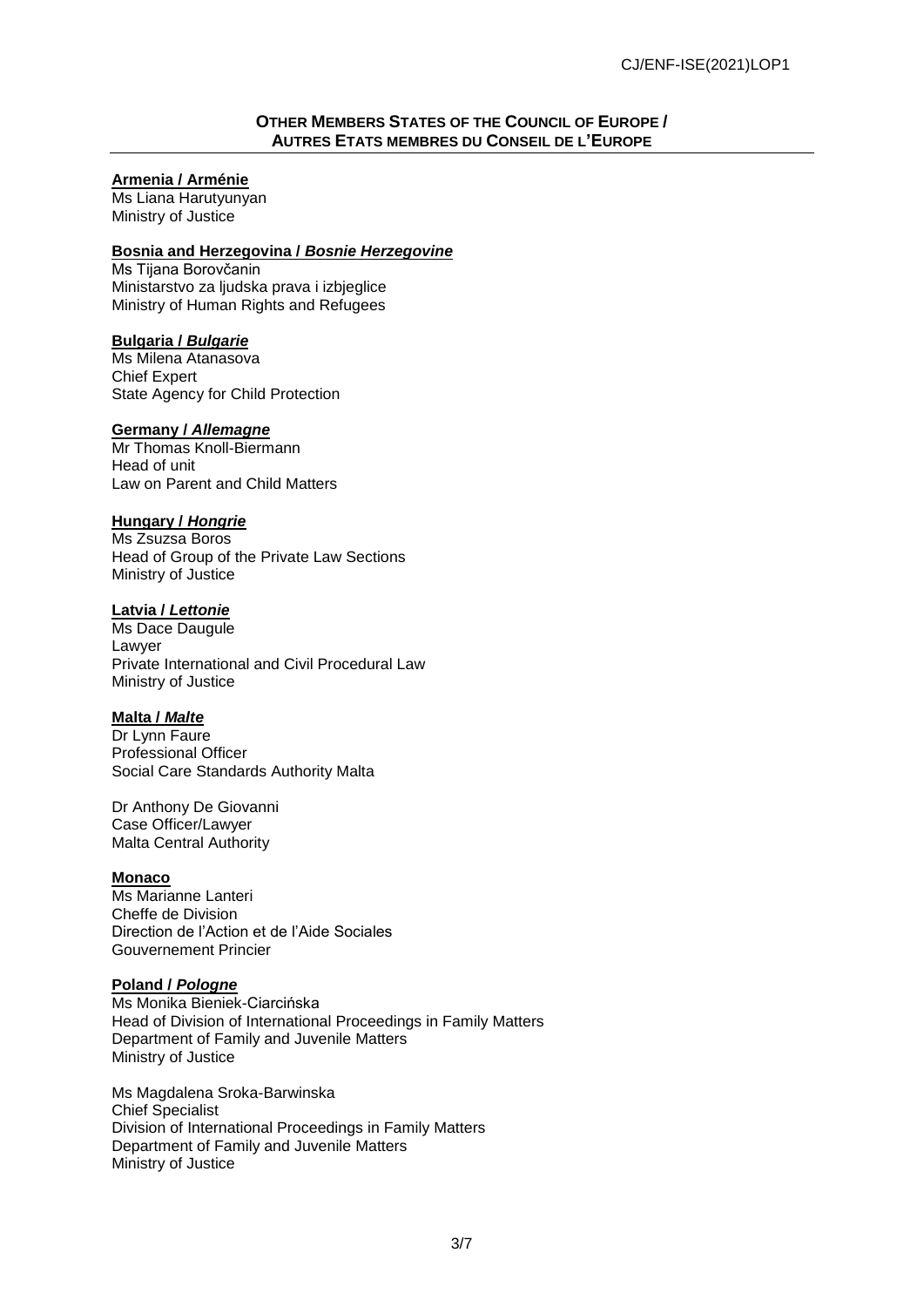## OTHER MEMBERS STATES OF THE COUNCIL OF EUROPE / AUTRES ETATS MEMBRES DU CONSEIL DE L'EUROPE

**Armenia / Arménie**
Ms Liana Harutyunyan
Ministry of Justice

**Bosnia and Herzegovina / *Bosnie Herzegovine***
Ms Tijana Borovčanin
Ministarstvo za ljudska prava i izbjeglice
Ministry of Human Rights and Refugees

**Bulgaria / *Bulgarie***
Ms Milena Atanasova
Chief Expert
State Agency for Child Protection

**Germany / *Allemagne***
Mr Thomas Knoll-Biermann
Head of unit
Law on Parent and Child Matters

**Hungary / *Hongrie***
Ms Zsuzsa Boros
Head of Group of the Private Law Sections
Ministry of Justice

**Latvia / *Lettonie***
Ms Dace Daugule
Lawyer
Private International and Civil Procedural Law
Ministry of Justice

**Malta / *Malte***
Dr Lynn Faure
Professional Officer
Social Care Standards Authority Malta

Dr Anthony De Giovanni
Case Officer/Lawyer
Malta Central Authority

**Monaco**
Ms Marianne Lanteri
Cheffe de Division
Direction de l'Action et de l'Aide Sociales
Gouvernement Princier

**Poland / *Pologne***
Ms Monika Bieniek-Ciarcińska
Head of Division of International Proceedings in Family Matters
Department of Family and Juvenile Matters
Ministry of Justice

Ms Magdalena Sroka-Barwinska
Chief Specialist
Division of International Proceedings in Family Matters
Department of Family and Juvenile Matters
Ministry of Justice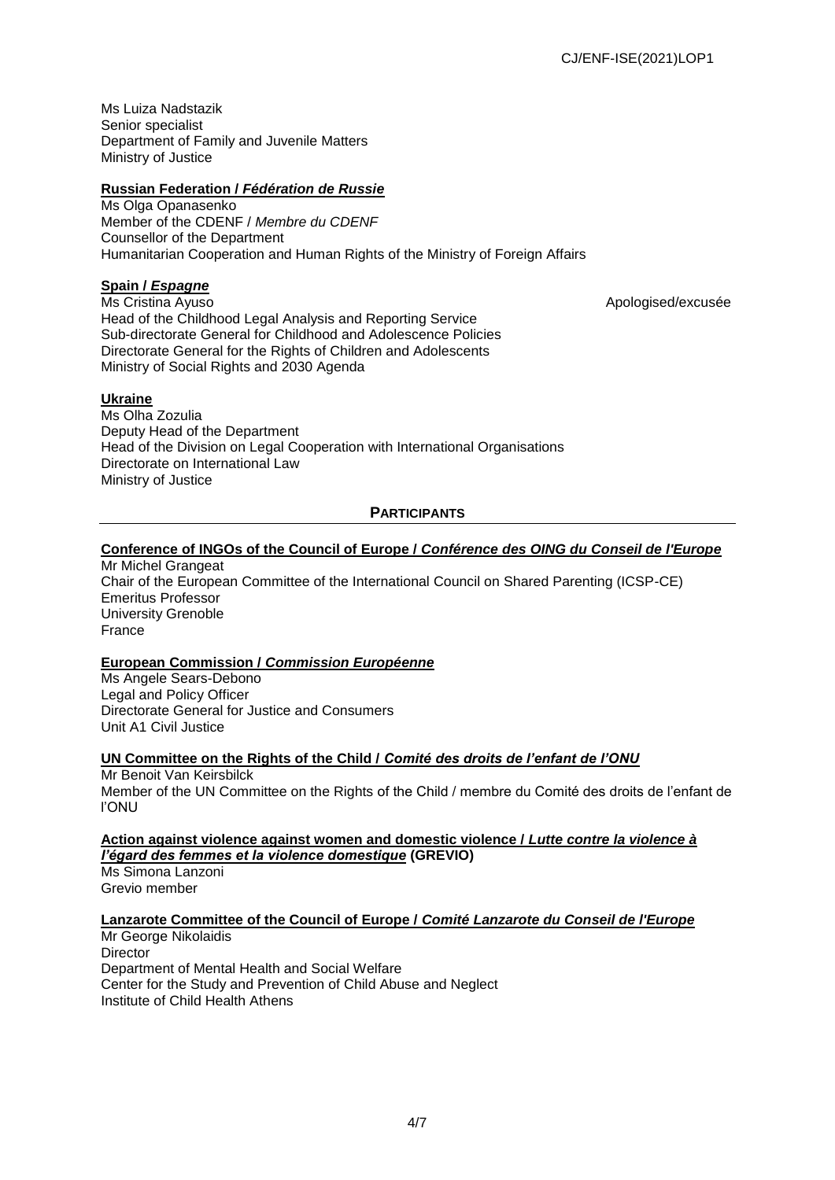Ms Luiza Nadstazik
Senior specialist
Department of Family and Juvenile Matters
Ministry of Justice

**Russian Federation / *Fédération de Russie***

Ms Olga Opanasenko
Member of the CDENF / *Membre du CDENF*
Counsellor of the Department
Humanitarian Cooperation and Human Rights of the Ministry of Foreign Affairs

**Spain / *Espagne***

Ms Cristina Ayuso — Apologised/excusée
Head of the Childhood Legal Analysis and Reporting Service
Sub-directorate General for Childhood and Adolescence Policies
Directorate General for the Rights of Children and Adolescents
Ministry of Social Rights and 2030 Agenda

**Ukraine**

Ms Olha Zozulia
Deputy Head of the Department
Head of the Division on Legal Cooperation with International Organisations
Directorate on International Law
Ministry of Justice

## PARTICIPANTS

**Conference of INGOs of the Council of Europe / *Conférence des OING du Conseil de l'Europe***

Mr Michel Grangeat
Chair of the European Committee of the International Council on Shared Parenting (ICSP-CE)
Emeritus Professor
University Grenoble
France

**European Commission / *Commission Européenne***

Ms Angele Sears-Debono
Legal and Policy Officer
Directorate General for Justice and Consumers
Unit A1 Civil Justice

**UN Committee on the Rights of the Child / *Comité des droits de l'enfant de l'ONU***

Mr Benoit Van Keirsbilck
Member of the UN Committee on the Rights of the Child / membre du Comité des droits de l'enfant de l'ONU

**Action against violence against women and domestic violence / *Lutte contre la violence à l'égard des femmes et la violence domestique* (GREVIO)**

Ms Simona Lanzoni
Grevio member

**Lanzarote Committee of the Council of Europe / *Comité Lanzarote du Conseil de l'Europe***

Mr George Nikolaidis
Director
Department of Mental Health and Social Welfare
Center for the Study and Prevention of Child Abuse and Neglect
Institute of Child Health Athens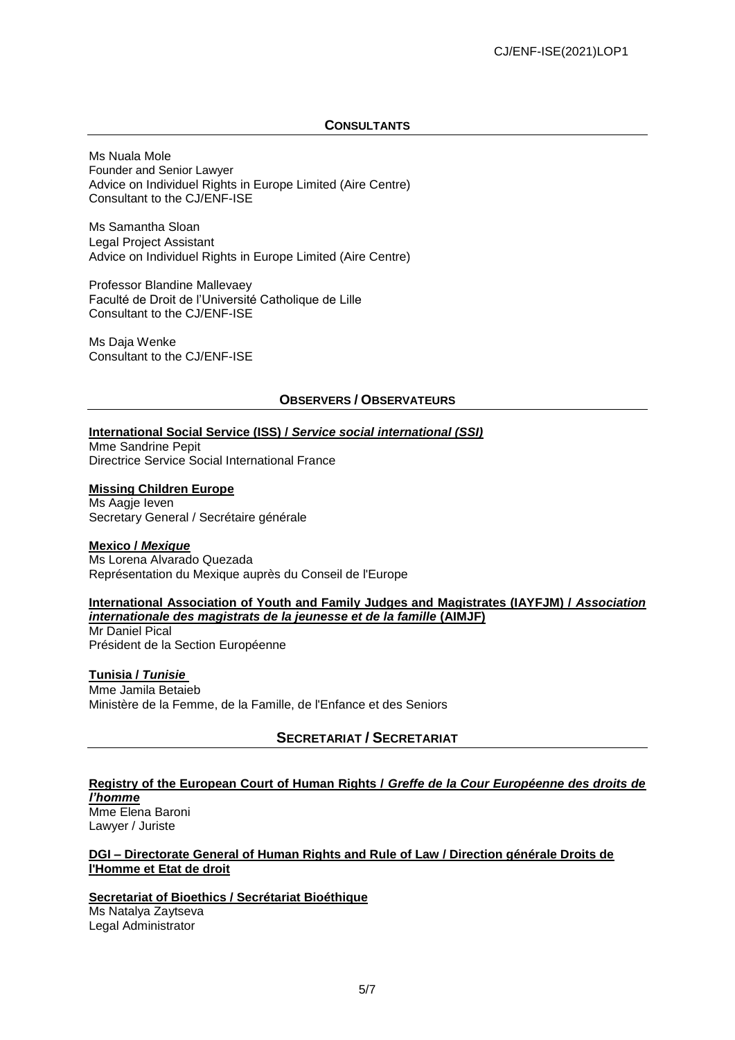## CONSULTANTS

Ms Nuala Mole
Founder and Senior Lawyer
Advice on Individuel Rights in Europe Limited (Aire Centre)
Consultant to the CJ/ENF-ISE

Ms Samantha Sloan
Legal Project Assistant
Advice on Individuel Rights in Europe Limited (Aire Centre)

Professor Blandine Mallevaey
Faculté de Droit de l'Université Catholique de Lille
Consultant to the CJ/ENF-ISE

Ms Daja Wenke
Consultant to the CJ/ENF-ISE

## OBSERVERS / OBSERVATEURS

**International Social Service (ISS) / *Service social international (SSI)***
Mme Sandrine Pepit
Directrice Service Social International France

**Missing Children Europe**
Ms Aagje Ieven
Secretary General / Secrétaire générale

**Mexico / *Mexique***
Ms Lorena Alvarado Quezada
Représentation du Mexique auprès du Conseil de l'Europe

**International Association of Youth and Family Judges and Magistrates (IAYFJM) / *Association internationale des magistrats de la jeunesse et de la famille* (AIMJF)**
Mr Daniel Pical
Président de la Section Européenne

**Tunisia / *Tunisie***
Mme Jamila Betaieb
Ministère de la Femme, de la Famille, de l'Enfance et des Seniors

## SECRETARIAT / SECRETARIAT

**Registry of the European Court of Human Rights / *Greffe de la Cour Européenne des droits de l'homme***
Mme Elena Baroni
Lawyer / Juriste

**DGI – Directorate General of Human Rights and Rule of Law / Direction générale Droits de l'Homme et Etat de droit**

**Secretariat of Bioethics / Secrétariat Bioéthique**
Ms Natalya Zaytseva
Legal Administrator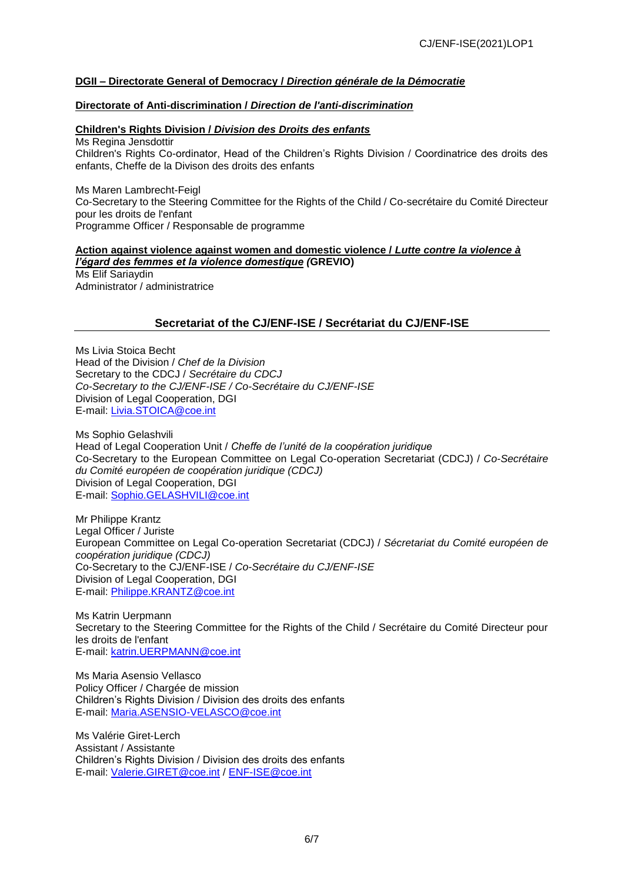**DGII – Directorate General of Democracy / *Direction générale de la Démocratie***

**Directorate of Anti-discrimination / *Direction de l'anti-discrimination***

**Children's Rights Division / *Division des Droits des enfants***
Ms Regina Jensdottir
Children's Rights Co-ordinator, Head of the Children's Rights Division / Coordinatrice des droits des enfants, Cheffe de la Divison des droits des enfants

Ms Maren Lambrecht-Feigl
Co-Secretary to the Steering Committee for the Rights of the Child / Co-secrétaire du Comité Directeur pour les droits de l'enfant
Programme Officer / Responsable de programme

**Action against violence against women and domestic violence / *Lutte contre la violence à l'égard des femmes et la violence domestique* (GREVIO)**
Ms Elif Sariaydin
Administrator / administratrice

## Secretariat of the CJ/ENF-ISE / Secrétariat du CJ/ENF-ISE

Ms Livia Stoica Becht
Head of the Division / *Chef de la Division*
Secretary to the CDCJ / *Secrétaire du CDCJ*
*Co-Secretary to the CJ/ENF-ISE / Co-Secrétaire du CJ/ENF-ISE*
Division of Legal Cooperation, DGI
E-mail: Livia.STOICA@coe.int

Ms Sophio Gelashvili
Head of Legal Cooperation Unit / *Cheffe de l'unité de la coopération juridique*
Co-Secretary to the European Committee on Legal Co-operation Secretariat (CDCJ) / *Co-Secrétaire du Comité européen de coopération juridique (CDCJ)*
Division of Legal Cooperation, DGI
E-mail: Sophio.GELASHVILI@coe.int

Mr Philippe Krantz
Legal Officer / Juriste
European Committee on Legal Co-operation Secretariat (CDCJ) / *Sécretariat du Comité européen de coopération juridique (CDCJ)*
Co-Secretary to the CJ/ENF-ISE / *Co-Secrétaire du CJ/ENF-ISE*
Division of Legal Cooperation, DGI
E-mail: Philippe.KRANTZ@coe.int

Ms Katrin Uerpmann
Secretary to the Steering Committee for the Rights of the Child / Secrétaire du Comité Directeur pour les droits de l'enfant
E-mail: katrin.UERPMANN@coe.int

Ms Maria Asensio Vellasco
Policy Officer / Chargée de mission
Children's Rights Division / Division des droits des enfants
E-mail: Maria.ASENSIO-VELASCO@coe.int

Ms Valérie Giret-Lerch
Assistant / Assistante
Children's Rights Division / Division des droits des enfants
E-mail: Valerie.GIRET@coe.int / ENF-ISE@coe.int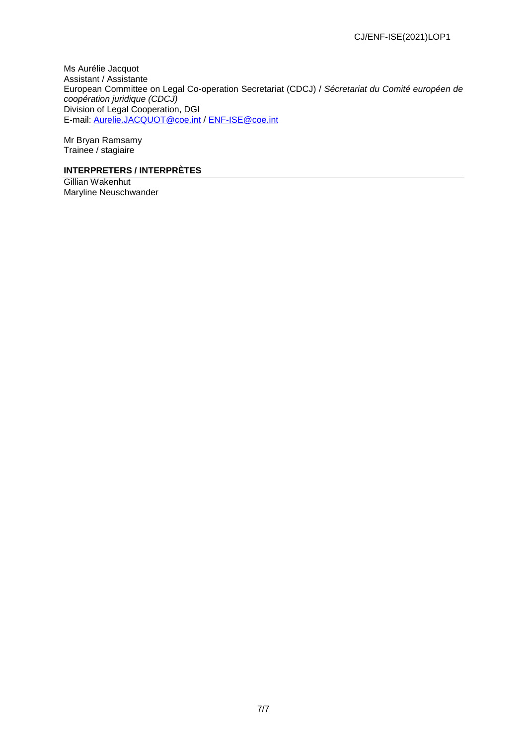Ms Aurélie Jacquot
Assistant / Assistante
European Committee on Legal Co-operation Secretariat (CDCJ) / *Sécretariat du Comité européen de coopération juridique (CDCJ)*
Division of Legal Cooperation, DGI
E-mail: Aurelie.JACQUOT@coe.int / ENF-ISE@coe.int

Mr Bryan Ramsamy
Trainee / stagiaire

## INTERPRETERS / INTERPRÈTES

Gillian Wakenhut
Maryline Neuschwander